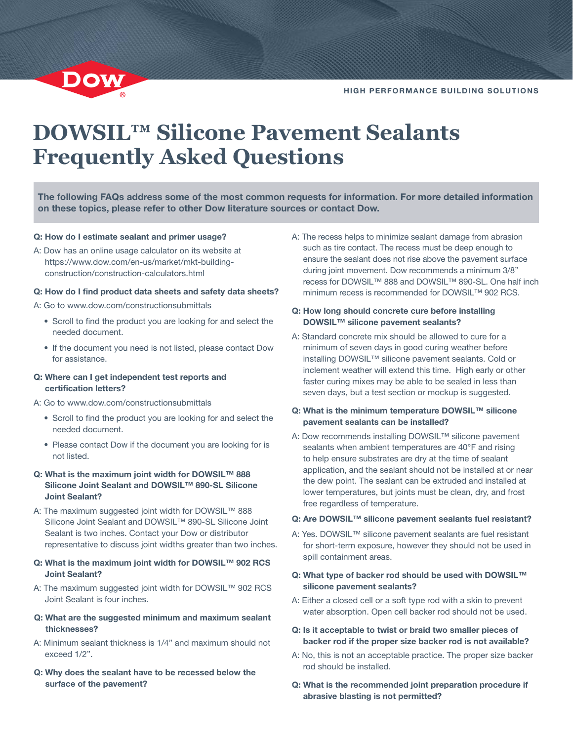HIGH PERFORMANCE BUILDING SOLUTIONS

# DOWSIL™ Silicone Pavement Sealants Frequently Asked Questions

**The following FAQs address some of the most common requests for information. For more detailed information on these topics, please refer to other Dow literature sources or contact Dow.**

**Q: How do I estimate sealant and primer usage?**

A: Dow has an online usage calculator on its website at https://www.dow.com/en-us/market/mkt-building-construction/construction-calculators.html

**Q: How do I find product data sheets and safety data sheets?**

A: Go to www.dow.com/constructionsubmittals

- Scroll to find the product you are looking for and select the needed document.
- If the document you need is not listed, please contact Dow for assistance.

**Q: Where can I get independent test reports and certification letters?**

A: Go to www.dow.com/constructionsubmittals

- Scroll to find the product you are looking for and select the needed document.
- Please contact Dow if the document you are looking for is not listed.

**Q: What is the maximum joint width for DOWSIL™ 888 Silicone Joint Sealant and DOWSIL™ 890-SL Silicone Joint Sealant?**

A: The maximum suggested joint width for DOWSIL™ 888 Silicone Joint Sealant and DOWSIL™ 890-SL Silicone Joint Sealant is two inches. Contact your Dow or distributor representative to discuss joint widths greater than two inches.

**Q: What is the maximum joint width for DOWSIL™ 902 RCS Joint Sealant?**

A: The maximum suggested joint width for DOWSIL™ 902 RCS Joint Sealant is four inches.

**Q: What are the suggested minimum and maximum sealant thicknesses?**

A: Minimum sealant thickness is 1/4" and maximum should not exceed 1/2".

**Q: Why does the sealant have to be recessed below the surface of the pavement?**

A: The recess helps to minimize sealant damage from abrasion such as tire contact. The recess must be deep enough to ensure the sealant does not rise above the pavement surface during joint movement. Dow recommends a minimum 3/8" recess for DOWSIL™ 888 and DOWSIL™ 890-SL. One half inch minimum recess is recommended for DOWSIL™ 902 RCS.

**Q: How long should concrete cure before installing DOWSIL™ silicone pavement sealants?**

A: Standard concrete mix should be allowed to cure for a minimum of seven days in good curing weather before installing DOWSIL™ silicone pavement sealants. Cold or inclement weather will extend this time. High early or other faster curing mixes may be able to be sealed in less than seven days, but a test section or mockup is suggested.

**Q: What is the minimum temperature DOWSIL™ silicone pavement sealants can be installed?**

A: Dow recommends installing DOWSIL™ silicone pavement sealants when ambient temperatures are 40°F and rising to help ensure substrates are dry at the time of sealant application, and the sealant should not be installed at or near the dew point. The sealant can be extruded and installed at lower temperatures, but joints must be clean, dry, and frost free regardless of temperature.

**Q: Are DOWSIL™ silicone pavement sealants fuel resistant?**

A: Yes. DOWSIL™ silicone pavement sealants are fuel resistant for short-term exposure, however they should not be used in spill containment areas.

**Q: What type of backer rod should be used with DOWSIL™ silicone pavement sealants?**

A: Either a closed cell or a soft type rod with a skin to prevent water absorption. Open cell backer rod should not be used.

**Q: Is it acceptable to twist or braid two smaller pieces of backer rod if the proper size backer rod is not available?**

A: No, this is not an acceptable practice. The proper size backer rod should be installed.

**Q: What is the recommended joint preparation procedure if abrasive blasting is not permitted?**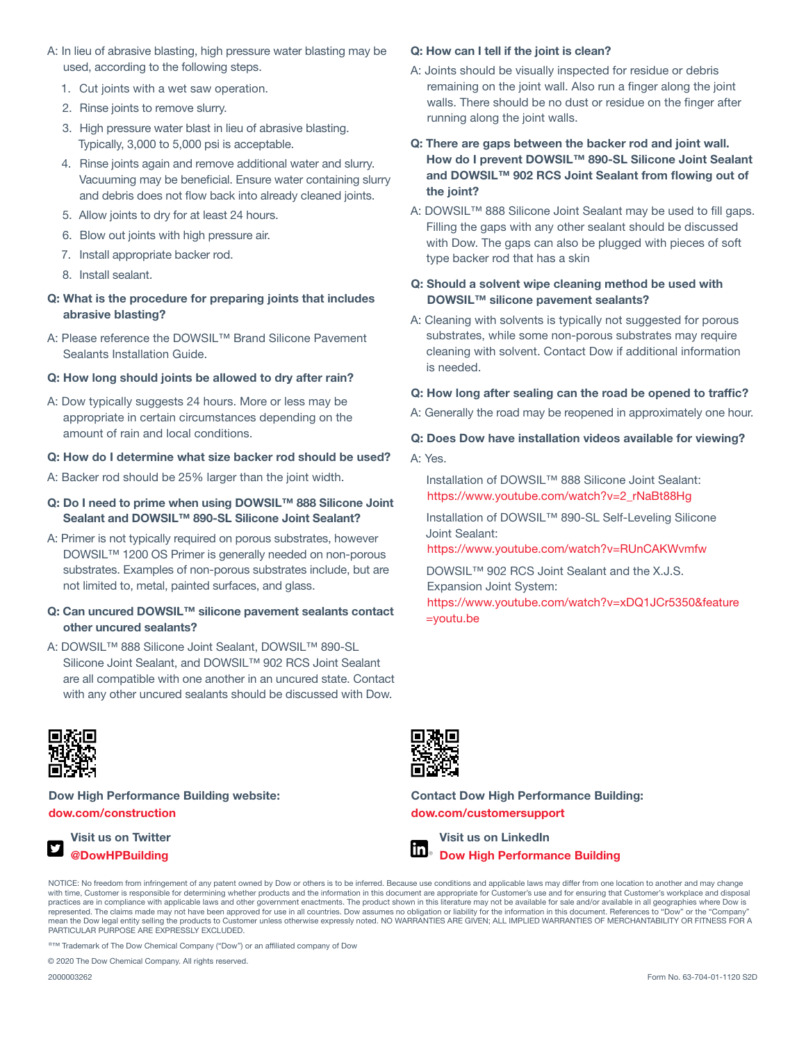A: In lieu of abrasive blasting, high pressure water blasting may be used, according to the following steps.

1. Cut joints with a wet saw operation.
2. Rinse joints to remove slurry.
3. High pressure water blast in lieu of abrasive blasting. Typically, 3,000 to 5,000 psi is acceptable.
4. Rinse joints again and remove additional water and slurry. Vacuuming may be beneficial. Ensure water containing slurry and debris does not flow back into already cleaned joints.
5. Allow joints to dry for at least 24 hours.
6. Blow out joints with high pressure air.
7. Install appropriate backer rod.
8. Install sealant.

**Q: What is the procedure for preparing joints that includes abrasive blasting?**

A: Please reference the DOWSIL™ Brand Silicone Pavement Sealants Installation Guide.

**Q: How long should joints be allowed to dry after rain?**

A: Dow typically suggests 24 hours. More or less may be appropriate in certain circumstances depending on the amount of rain and local conditions.

**Q: How do I determine what size backer rod should be used?**

A: Backer rod should be 25% larger than the joint width.

**Q: Do I need to prime when using DOWSIL™ 888 Silicone Joint Sealant and DOWSIL™ 890-SL Silicone Joint Sealant?**

A: Primer is not typically required on porous substrates, however DOWSIL™ 1200 OS Primer is generally needed on non-porous substrates. Examples of non-porous substrates include, but are not limited to, metal, painted surfaces, and glass.

**Q: Can uncured DOWSIL™ silicone pavement sealants contact other uncured sealants?**

A: DOWSIL™ 888 Silicone Joint Sealant, DOWSIL™ 890-SL Silicone Joint Sealant, and DOWSIL™ 902 RCS Joint Sealant are all compatible with one another in an uncured state. Contact with any other uncured sealants should be discussed with Dow.

**Q: How can I tell if the joint is clean?**

A: Joints should be visually inspected for residue or debris remaining on the joint wall. Also run a finger along the joint walls. There should be no dust or residue on the finger after running along the joint walls.

**Q: There are gaps between the backer rod and joint wall. How do I prevent DOWSIL™ 890-SL Silicone Joint Sealant and DOWSIL™ 902 RCS Joint Sealant from flowing out of the joint?**

A: DOWSIL™ 888 Silicone Joint Sealant may be used to fill gaps. Filling the gaps with any other sealant should be discussed with Dow. The gaps can also be plugged with pieces of soft type backer rod that has a skin

**Q: Should a solvent wipe cleaning method be used with DOWSIL™ silicone pavement sealants?**

A: Cleaning with solvents is typically not suggested for porous substrates, while some non-porous substrates may require cleaning with solvent. Contact Dow if additional information is needed.

**Q: How long after sealing can the road be opened to traffic?**

A: Generally the road may be reopened in approximately one hour.

**Q: Does Dow have installation videos available for viewing?**

A: Yes.

Installation of DOWSIL™ 888 Silicone Joint Sealant:
https://www.youtube.com/watch?v=2_rNaBt88Hg

Installation of DOWSIL™ 890-SL Self-Leveling Silicone Joint Sealant:
https://www.youtube.com/watch?v=RUnCAKWvmfw

DOWSIL™ 902 RCS Joint Sealant and the X.J.S. Expansion Joint System:
https://www.youtube.com/watch?v=xDQ1JCr5350&feature=youtu.be

**Dow High Performance Building website:**
**dow.com/construction**

**Contact Dow High Performance Building:**
**dow.com/customersupport**

Visit us on Twitter
**@DowHPBuilding**

Visit us on LinkedIn
**Dow High Performance Building**

NOTICE: No freedom from infringement of any patent owned by Dow or others is to be inferred. Because use conditions and applicable laws may differ from one location to another and may change with time, Customer is responsible for determining whether products and the information in this document are appropriate for Customer's use and for ensuring that Customer's workplace and disposal practices are in compliance with applicable laws and other government enactments. The product shown in this literature may not be available for sale and/or available in all geographies where Dow is represented. The claims made may not have been approved for use in all countries. Dow assumes no obligation or liability for the information in this document. References to "Dow" or the "Company" mean the Dow legal entity selling the products to Customer unless otherwise expressly noted. NO WARRANTIES ARE GIVEN; ALL IMPLIED WARRANTIES OF MERCHANTABILITY OR FITNESS FOR A PARTICULAR PURPOSE ARE EXPRESSLY EXCLUDED.

®™ Trademark of The Dow Chemical Company ("Dow") or an affiliated company of Dow

© 2020 The Dow Chemical Company. All rights reserved.

2000003262

Form No. 63-704-01-1120 S2D